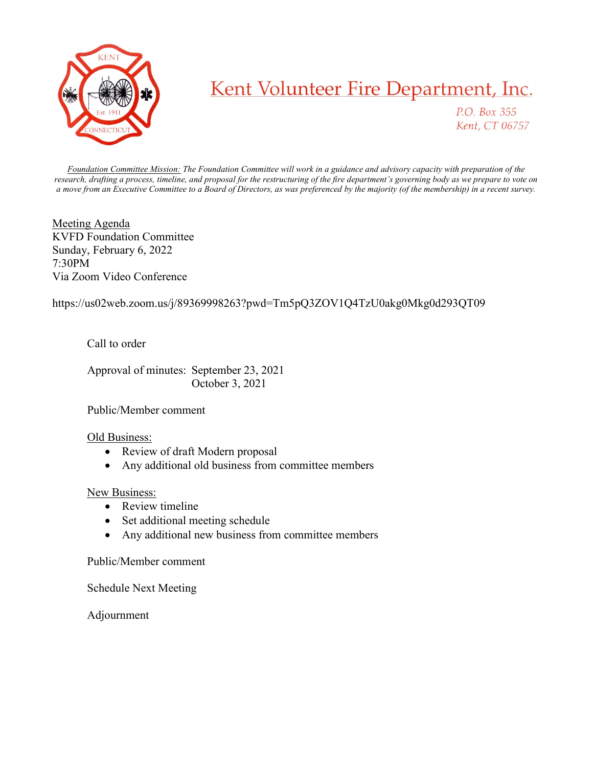# Kent Volunteer Fire Department, Inc.

*P.O. Box 355*
*Kent, CT 06757*

*Foundation Committee Mission: The Foundation Committee will work in a guidance and advisory capacity with preparation of the research, drafting a process, timeline, and proposal for the restructuring of the fire department's governing body as we prepare to vote on a move from an Executive Committee to a Board of Directors, as was preferenced by the majority (of the membership) in a recent survey.*

Meeting Agenda
KVFD Foundation Committee
Sunday, February 6, 2022
7:30PM
Via Zoom Video Conference

https://us02web.zoom.us/j/89369998263?pwd=Tm5pQ3ZOV1Q4TzU0akg0Mkg0d293QT09

Call to order

Approval of minutes: September 23, 2021
October 3, 2021

Public/Member comment

Old Business:

- Review of draft Modern proposal
- Any additional old business from committee members

New Business:

- Review timeline
- Set additional meeting schedule
- Any additional new business from committee members

Public/Member comment

Schedule Next Meeting

Adjournment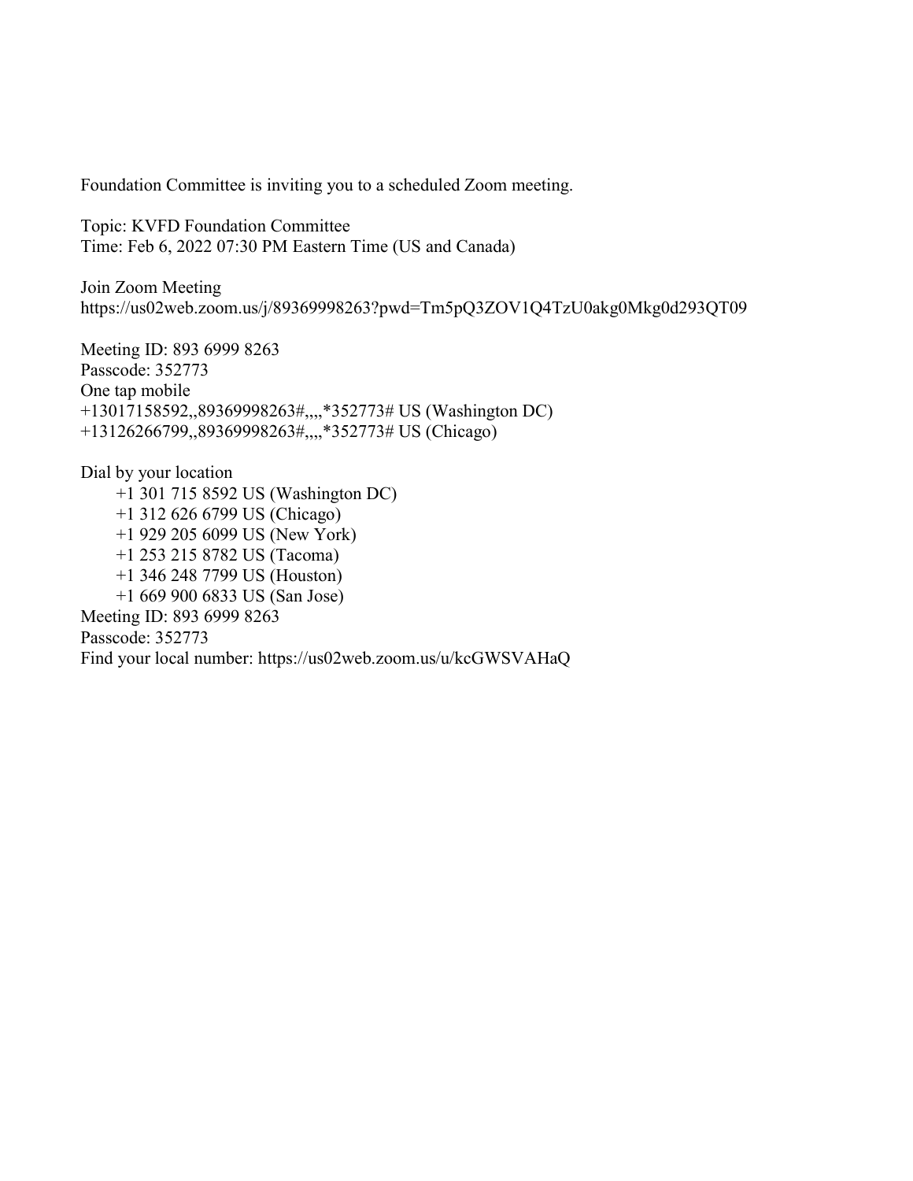Foundation Committee is inviting you to a scheduled Zoom meeting.

Topic: KVFD Foundation Committee
Time: Feb 6, 2022 07:30 PM Eastern Time (US and Canada)

Join Zoom Meeting
https://us02web.zoom.us/j/89369998263?pwd=Tm5pQ3ZOV1Q4TzU0akg0Mkg0d293QT09

Meeting ID: 893 6999 8263
Passcode: 352773
One tap mobile
+13017158592,,89369998263#,,,,*352773# US (Washington DC)
+13126266799,,89369998263#,,,,*352773# US (Chicago)

Dial by your location
 +1 301 715 8592 US (Washington DC)
 +1 312 626 6799 US (Chicago)
 +1 929 205 6099 US (New York)
 +1 253 215 8782 US (Tacoma)
 +1 346 248 7799 US (Houston)
 +1 669 900 6833 US (San Jose)
Meeting ID: 893 6999 8263
Passcode: 352773
Find your local number: https://us02web.zoom.us/u/kcGWSVAHaQ